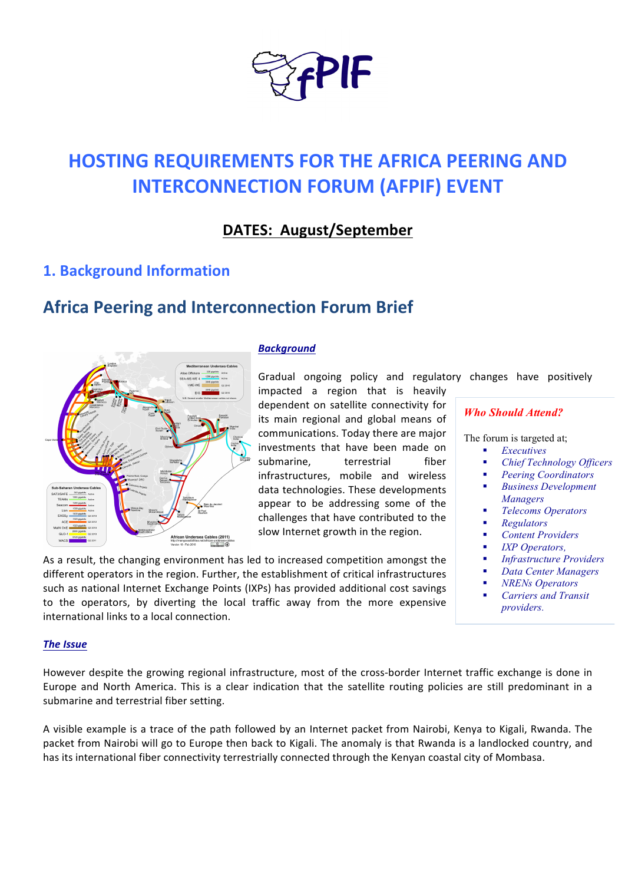# HOSTING REQUIREMENTS FOR THE AFRICA PEERING AND INTERCONNECTION FORUM (AFPIF) EVENT

## DATES: August/September

## 1. Background Information

## Africa Peering and Interconnection Forum Brief

### *Background*

Gradual ongoing policy and regulatory changes have positively impacted a region that is heavily dependent on satellite connectivity for its main regional and global means of communications. Today there are major investments that have been made on submarine, terrestrial fiber infrastructures, mobile and wireless data technologies. These developments appear to be addressing some of the challenges that have contributed to the slow Internet growth in the region.

As a result, the changing environment has led to increased competition amongst the different operators in the region. Further, the establishment of critical infrastructures such as national Internet Exchange Points (IXPs) has provided additional cost savings to the operators, by diverting the local traffic away from the more expensive international links to a local connection.

***Who Should Attend?***

The forum is targeted at;

- *Executives*
- *Chief Technology Officers*
- *Peering Coordinators*
- *Business Development Managers*
- *Telecoms Operators*
- *Regulators*
- *Content Providers*
- *Infrastructure Providers*
- *IXP Operators,*
- *Data Center Managers*
- *NRENs Operators*
- *Carriers and Transit providers.*

### *The Issue*

However despite the growing regional infrastructure, most of the cross-border Internet traffic exchange is done in Europe and North America. This is a clear indication that the satellite routing policies are still predominant in a submarine and terrestrial fiber setting.

A visible example is a trace of the path followed by an Internet packet from Nairobi, Kenya to Kigali, Rwanda. The packet from Nairobi will go to Europe then back to Kigali. The anomaly is that Rwanda is a landlocked country, and has its international fiber connectivity terrestrially connected through the Kenyan coastal city of Mombasa.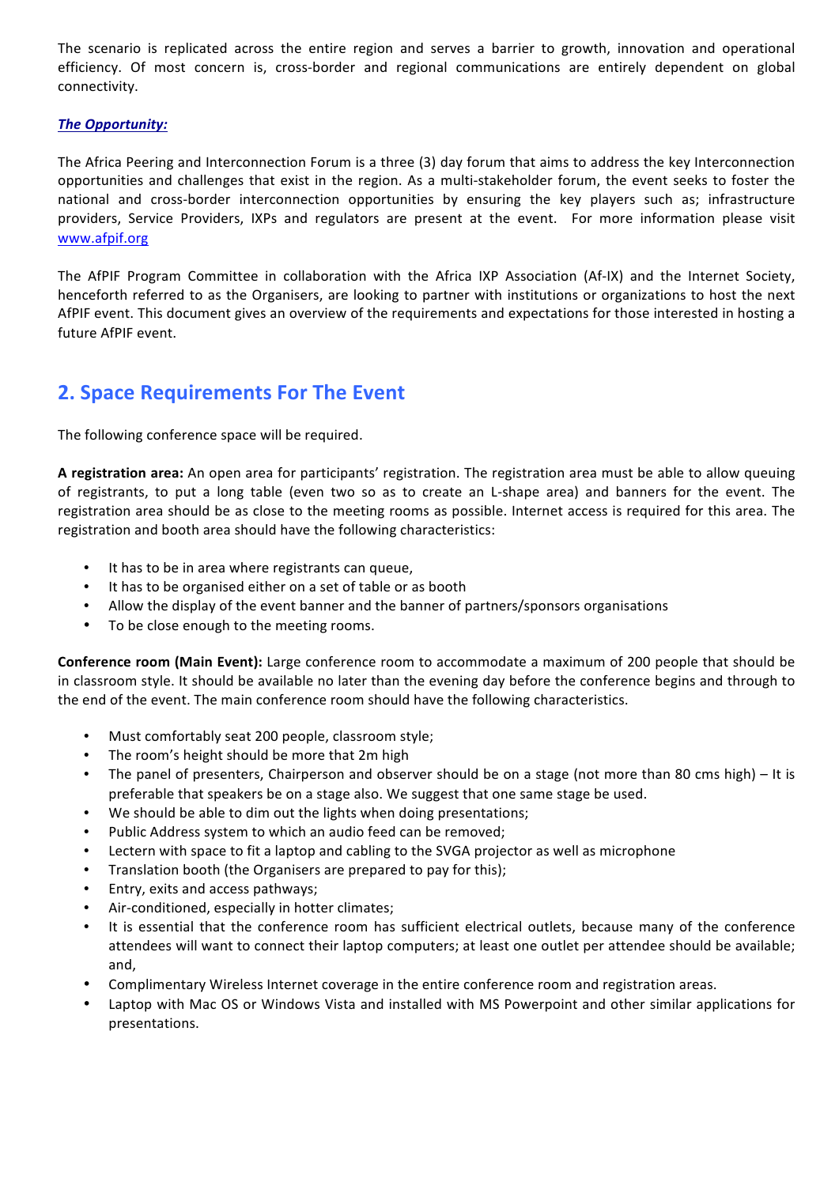The scenario is replicated across the entire region and serves a barrier to growth, innovation and operational efficiency. Of most concern is, cross-border and regional communications are entirely dependent on global connectivity.

***The Opportunity:***

The Africa Peering and Interconnection Forum is a three (3) day forum that aims to address the key Interconnection opportunities and challenges that exist in the region. As a multi-stakeholder forum, the event seeks to foster the national and cross-border interconnection opportunities by ensuring the key players such as; infrastructure providers, Service Providers, IXPs and regulators are present at the event. For more information please visit www.afpif.org

The AfPIF Program Committee in collaboration with the Africa IXP Association (Af-IX) and the Internet Society, henceforth referred to as the Organisers, are looking to partner with institutions or organizations to host the next AfPIF event. This document gives an overview of the requirements and expectations for those interested in hosting a future AfPIF event.

## 2. Space Requirements For The Event

The following conference space will be required.

**A registration area:** An open area for participants' registration. The registration area must be able to allow queuing of registrants, to put a long table (even two so as to create an L-shape area) and banners for the event. The registration area should be as close to the meeting rooms as possible. Internet access is required for this area. The registration and booth area should have the following characteristics:

- It has to be in area where registrants can queue,
- It has to be organised either on a set of table or as booth
- Allow the display of the event banner and the banner of partners/sponsors organisations
- To be close enough to the meeting rooms.

**Conference room (Main Event):** Large conference room to accommodate a maximum of 200 people that should be in classroom style. It should be available no later than the evening day before the conference begins and through to the end of the event. The main conference room should have the following characteristics.

- Must comfortably seat 200 people, classroom style;
- The room's height should be more that 2m high
- The panel of presenters, Chairperson and observer should be on a stage (not more than 80 cms high) – It is preferable that speakers be on a stage also. We suggest that one same stage be used.
- We should be able to dim out the lights when doing presentations;
- Public Address system to which an audio feed can be removed;
- Lectern with space to fit a laptop and cabling to the SVGA projector as well as microphone
- Translation booth (the Organisers are prepared to pay for this);
- Entry, exits and access pathways;
- Air-conditioned, especially in hotter climates;
- It is essential that the conference room has sufficient electrical outlets, because many of the conference attendees will want to connect their laptop computers; at least one outlet per attendee should be available; and,
- Complimentary Wireless Internet coverage in the entire conference room and registration areas.
- Laptop with Mac OS or Windows Vista and installed with MS Powerpoint and other similar applications for presentations.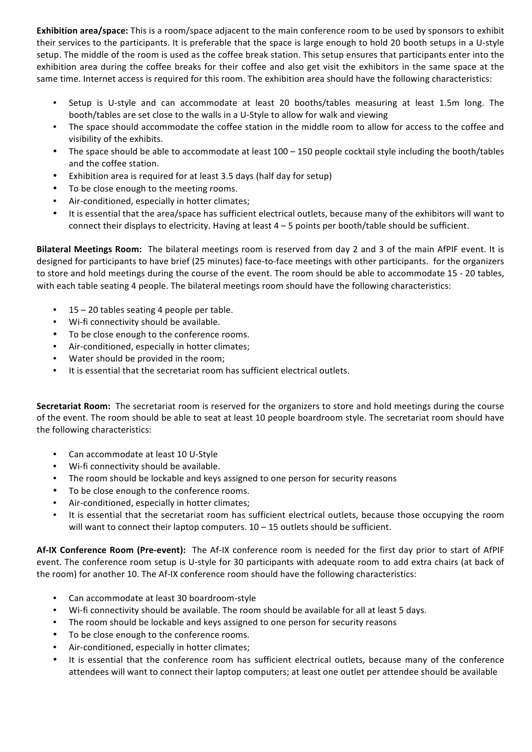**Exhibition area/space:** This is a room/space adjacent to the main conference room to be used by sponsors to exhibit their services to the participants. It is preferable that the space is large enough to hold 20 booth setups in a U-style setup. The middle of the room is used as the coffee break station. This setup ensures that participants enter into the exhibition area during the coffee breaks for their coffee and also get visit the exhibitors in the same space at the same time. Internet access is required for this room. The exhibition area should have the following characteristics:

- Setup is U-style and can accommodate at least 20 booths/tables measuring at least 1.5m long. The booth/tables are set close to the walls in a U-Style to allow for walk and viewing
- The space should accommodate the coffee station in the middle room to allow for access to the coffee and visibility of the exhibits.
- The space should be able to accommodate at least 100 – 150 people cocktail style including the booth/tables and the coffee station.
- Exhibition area is required for at least 3.5 days (half day for setup)
- To be close enough to the meeting rooms.
- Air-conditioned, especially in hotter climates;
- It is essential that the area/space has sufficient electrical outlets, because many of the exhibitors will want to connect their displays to electricity. Having at least 4 – 5 points per booth/table should be sufficient.

**Bilateral Meetings Room:** The bilateral meetings room is reserved from day 2 and 3 of the main AfPIF event. It is designed for participants to have brief (25 minutes) face-to-face meetings with other participants. for the organizers to store and hold meetings during the course of the event. The room should be able to accommodate 15 - 20 tables, with each table seating 4 people. The bilateral meetings room should have the following characteristics:

- 15 – 20 tables seating 4 people per table.
- Wi-fi connectivity should be available.
- To be close enough to the conference rooms.
- Air-conditioned, especially in hotter climates;
- Water should be provided in the room;
- It is essential that the secretariat room has sufficient electrical outlets.

**Secretariat Room:** The secretariat room is reserved for the organizers to store and hold meetings during the course of the event. The room should be able to seat at least 10 people boardroom style. The secretariat room should have the following characteristics:

- Can accommodate at least 10 U-Style
- Wi-fi connectivity should be available.
- The room should be lockable and keys assigned to one person for security reasons
- To be close enough to the conference rooms.
- Air-conditioned, especially in hotter climates;
- It is essential that the secretariat room has sufficient electrical outlets, because those occupying the room will want to connect their laptop computers. 10 – 15 outlets should be sufficient.

**Af-IX Conference Room (Pre-event):** The Af-IX conference room is needed for the first day prior to start of AfPIF event. The conference room setup is U-style for 30 participants with adequate room to add extra chairs (at back of the room) for another 10. The Af-IX conference room should have the following characteristics:

- Can accommodate at least 30 boardroom-style
- Wi-fi connectivity should be available. The room should be available for all at least 5 days.
- The room should be lockable and keys assigned to one person for security reasons
- To be close enough to the conference rooms.
- Air-conditioned, especially in hotter climates;
- It is essential that the conference room has sufficient electrical outlets, because many of the conference attendees will want to connect their laptop computers; at least one outlet per attendee should be available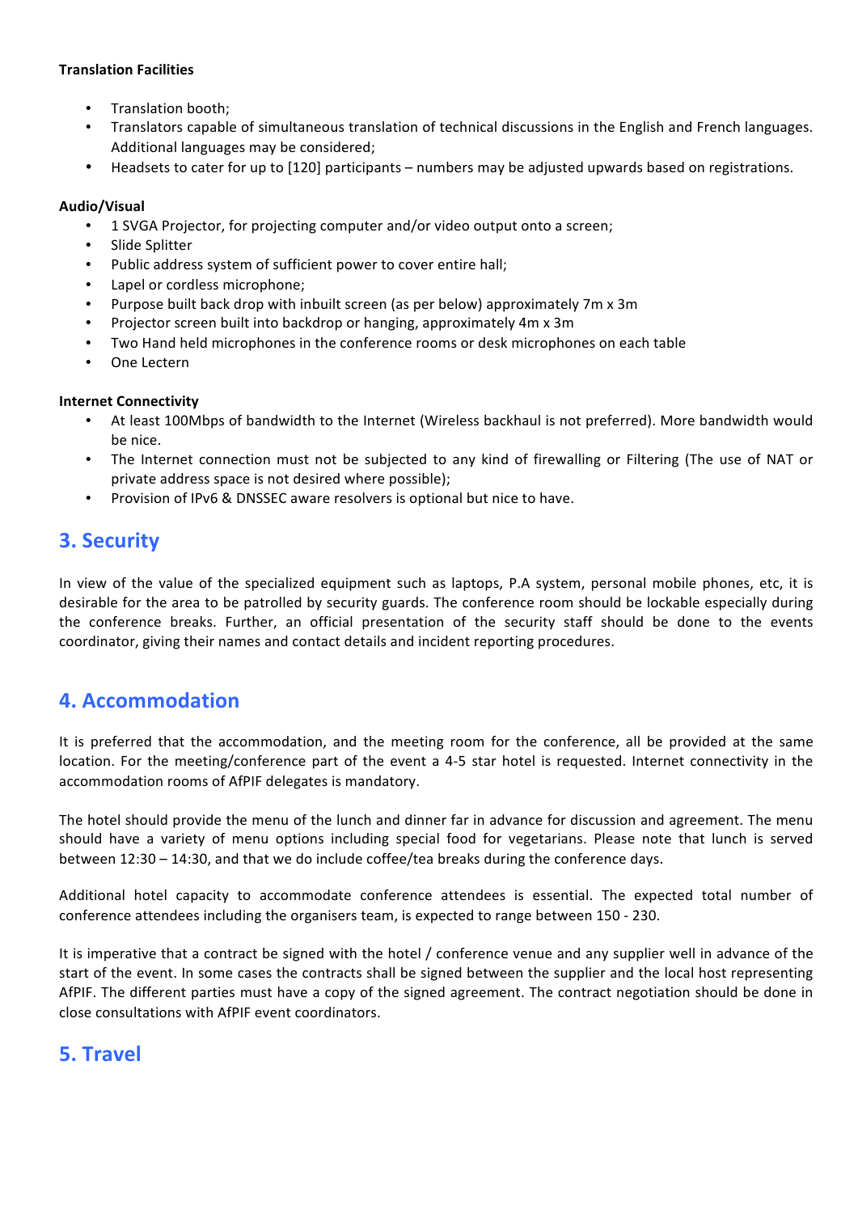**Translation Facilities**

- Translation booth;
- Translators capable of simultaneous translation of technical discussions in the English and French languages. Additional languages may be considered;
- Headsets to cater for up to [120] participants – numbers may be adjusted upwards based on registrations.

**Audio/Visual**

- 1 SVGA Projector, for projecting computer and/or video output onto a screen;
- Slide Splitter
- Public address system of sufficient power to cover entire hall;
- Lapel or cordless microphone;
- Purpose built back drop with inbuilt screen (as per below) approximately 7m x 3m
- Projector screen built into backdrop or hanging, approximately 4m x 3m
- Two Hand held microphones in the conference rooms or desk microphones on each table
- One Lectern

**Internet Connectivity**

- At least 100Mbps of bandwidth to the Internet (Wireless backhaul is not preferred). More bandwidth would be nice.
- The Internet connection must not be subjected to any kind of firewalling or Filtering (The use of NAT or private address space is not desired where possible);
- Provision of IPv6 & DNSSEC aware resolvers is optional but nice to have.

## 3. Security

In view of the value of the specialized equipment such as laptops, P.A system, personal mobile phones, etc, it is desirable for the area to be patrolled by security guards. The conference room should be lockable especially during the conference breaks. Further, an official presentation of the security staff should be done to the events coordinator, giving their names and contact details and incident reporting procedures.

## 4. Accommodation

It is preferred that the accommodation, and the meeting room for the conference, all be provided at the same location. For the meeting/conference part of the event a 4-5 star hotel is requested. Internet connectivity in the accommodation rooms of AfPIF delegates is mandatory.

The hotel should provide the menu of the lunch and dinner far in advance for discussion and agreement. The menu should have a variety of menu options including special food for vegetarians. Please note that lunch is served between 12:30 – 14:30, and that we do include coffee/tea breaks during the conference days.

Additional hotel capacity to accommodate conference attendees is essential. The expected total number of conference attendees including the organisers team, is expected to range between 150 - 230.

It is imperative that a contract be signed with the hotel / conference venue and any supplier well in advance of the start of the event. In some cases the contracts shall be signed between the supplier and the local host representing AfPIF. The different parties must have a copy of the signed agreement. The contract negotiation should be done in close consultations with AfPIF event coordinators.

## 5. Travel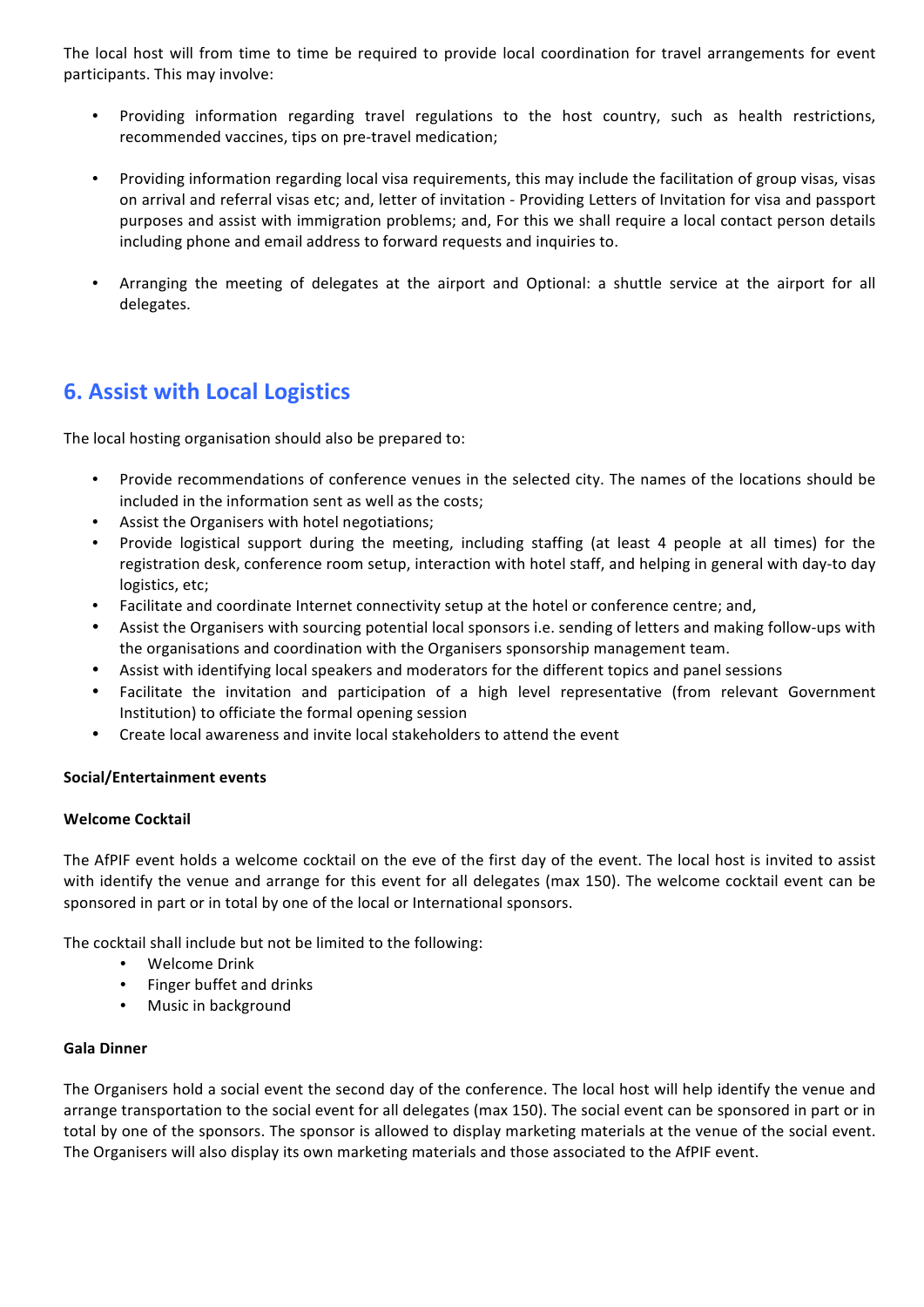The local host will from time to time be required to provide local coordination for travel arrangements for event participants. This may involve:

- Providing information regarding travel regulations to the host country, such as health restrictions, recommended vaccines, tips on pre-travel medication;
- Providing information regarding local visa requirements, this may include the facilitation of group visas, visas on arrival and referral visas etc; and, letter of invitation - Providing Letters of Invitation for visa and passport purposes and assist with immigration problems; and, For this we shall require a local contact person details including phone and email address to forward requests and inquiries to.
- Arranging the meeting of delegates at the airport and Optional: a shuttle service at the airport for all delegates.

## 6. Assist with Local Logistics

The local hosting organisation should also be prepared to:

- Provide recommendations of conference venues in the selected city. The names of the locations should be included in the information sent as well as the costs;
- Assist the Organisers with hotel negotiations;
- Provide logistical support during the meeting, including staffing (at least 4 people at all times) for the registration desk, conference room setup, interaction with hotel staff, and helping in general with day-to day logistics, etc;
- Facilitate and coordinate Internet connectivity setup at the hotel or conference centre; and,
- Assist the Organisers with sourcing potential local sponsors i.e. sending of letters and making follow-ups with the organisations and coordination with the Organisers sponsorship management team.
- Assist with identifying local speakers and moderators for the different topics and panel sessions
- Facilitate the invitation and participation of a high level representative (from relevant Government Institution) to officiate the formal opening session
- Create local awareness and invite local stakeholders to attend the event

**Social/Entertainment events**

**Welcome Cocktail**

The AfPIF event holds a welcome cocktail on the eve of the first day of the event. The local host is invited to assist with identify the venue and arrange for this event for all delegates (max 150). The welcome cocktail event can be sponsored in part or in total by one of the local or International sponsors.

The cocktail shall include but not be limited to the following:

- Welcome Drink
- Finger buffet and drinks
- Music in background

**Gala Dinner**

The Organisers hold a social event the second day of the conference. The local host will help identify the venue and arrange transportation to the social event for all delegates (max 150). The social event can be sponsored in part or in total by one of the sponsors. The sponsor is allowed to display marketing materials at the venue of the social event. The Organisers will also display its own marketing materials and those associated to the AfPIF event.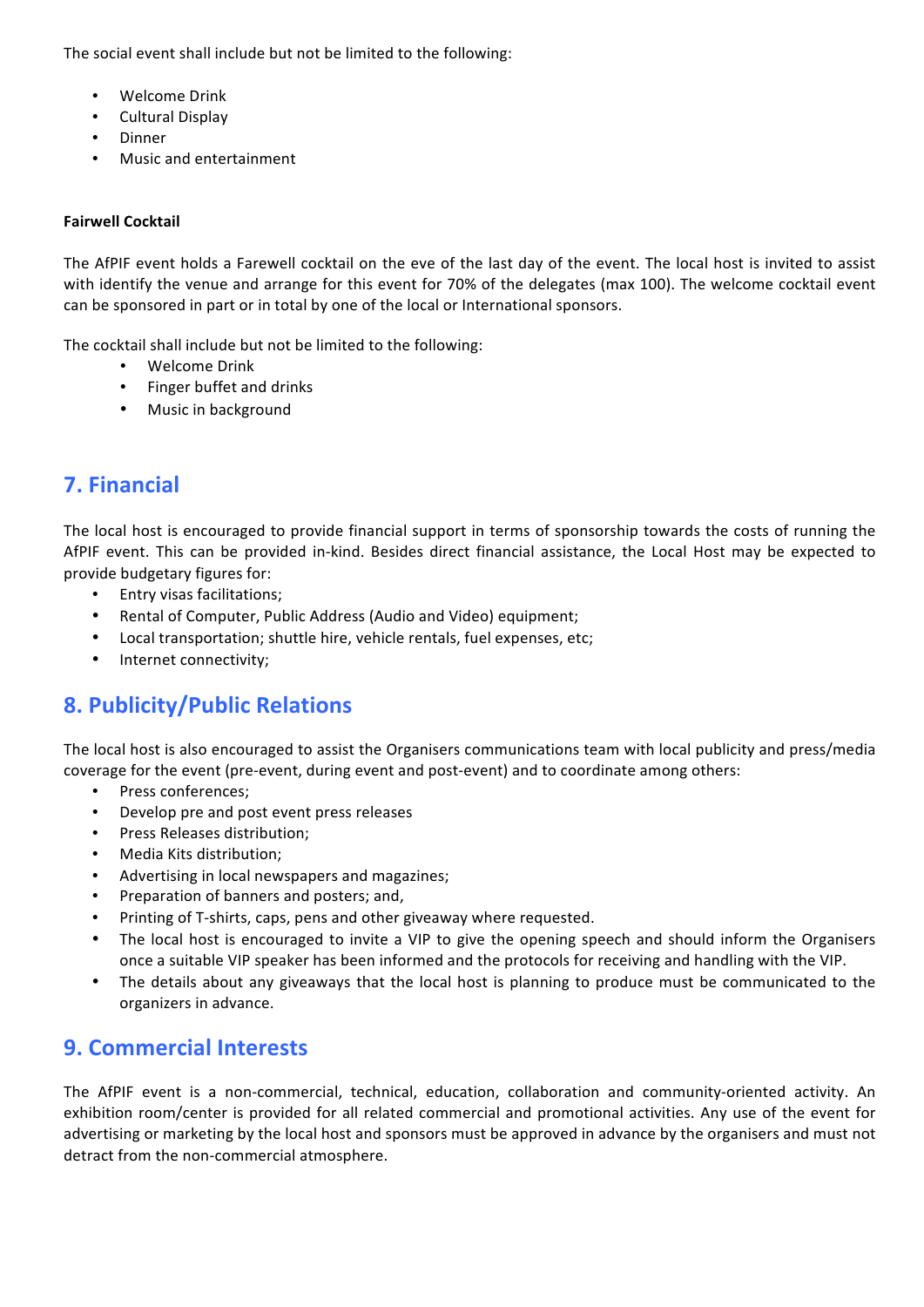The social event shall include but not be limited to the following:

- Welcome Drink
- Cultural Display
- Dinner
- Music and entertainment

**Fairwell Cocktail**

The AfPIF event holds a Farewell cocktail on the eve of the last day of the event. The local host is invited to assist with identify the venue and arrange for this event for 70% of the delegates (max 100). The welcome cocktail event can be sponsored in part or in total by one of the local or International sponsors.

The cocktail shall include but not be limited to the following:

- Welcome Drink
- Finger buffet and drinks
- Music in background

## 7. Financial

The local host is encouraged to provide financial support in terms of sponsorship towards the costs of running the AfPIF event. This can be provided in-kind. Besides direct financial assistance, the Local Host may be expected to provide budgetary figures for:

- Entry visas facilitations;
- Rental of Computer, Public Address (Audio and Video) equipment;
- Local transportation; shuttle hire, vehicle rentals, fuel expenses, etc;
- Internet connectivity;

## 8. Publicity/Public Relations

The local host is also encouraged to assist the Organisers communications team with local publicity and press/media coverage for the event (pre-event, during event and post-event) and to coordinate among others:

- Press conferences;
- Develop pre and post event press releases
- Press Releases distribution;
- Media Kits distribution;
- Advertising in local newspapers and magazines;
- Preparation of banners and posters; and,
- Printing of T-shirts, caps, pens and other giveaway where requested.
- The local host is encouraged to invite a VIP to give the opening speech and should inform the Organisers once a suitable VIP speaker has been informed and the protocols for receiving and handling with the VIP.
- The details about any giveaways that the local host is planning to produce must be communicated to the organizers in advance.

## 9. Commercial Interests

The AfPIF event is a non-commercial, technical, education, collaboration and community-oriented activity. An exhibition room/center is provided for all related commercial and promotional activities. Any use of the event for advertising or marketing by the local host and sponsors must be approved in advance by the organisers and must not detract from the non-commercial atmosphere.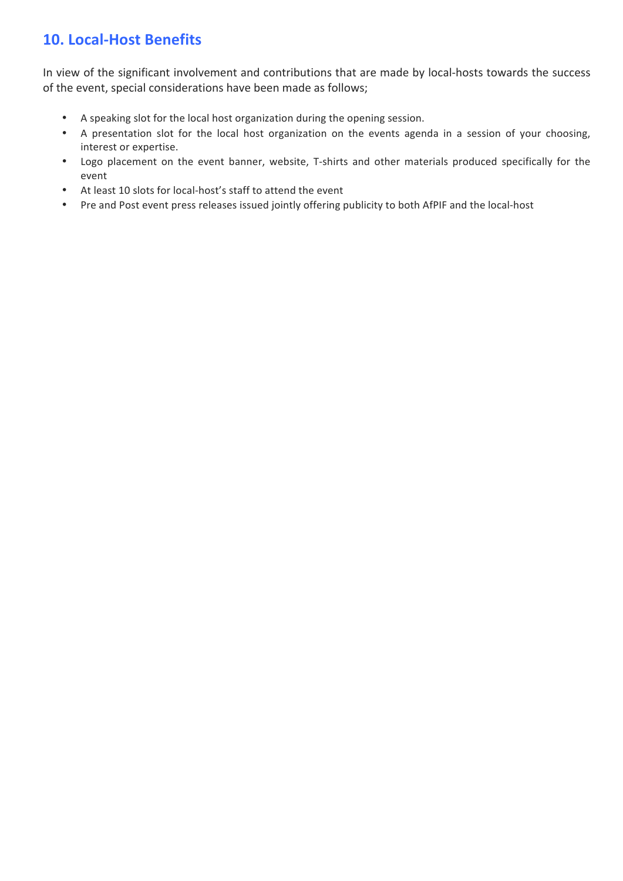## 10. Local-Host Benefits

In view of the significant involvement and contributions that are made by local-hosts towards the success of the event, special considerations have been made as follows;

- A speaking slot for the local host organization during the opening session.
- A presentation slot for the local host organization on the events agenda in a session of your choosing, interest or expertise.
- Logo placement on the event banner, website, T-shirts and other materials produced specifically for the event
- At least 10 slots for local-host's staff to attend the event
- Pre and Post event press releases issued jointly offering publicity to both AfPIF and the local-host